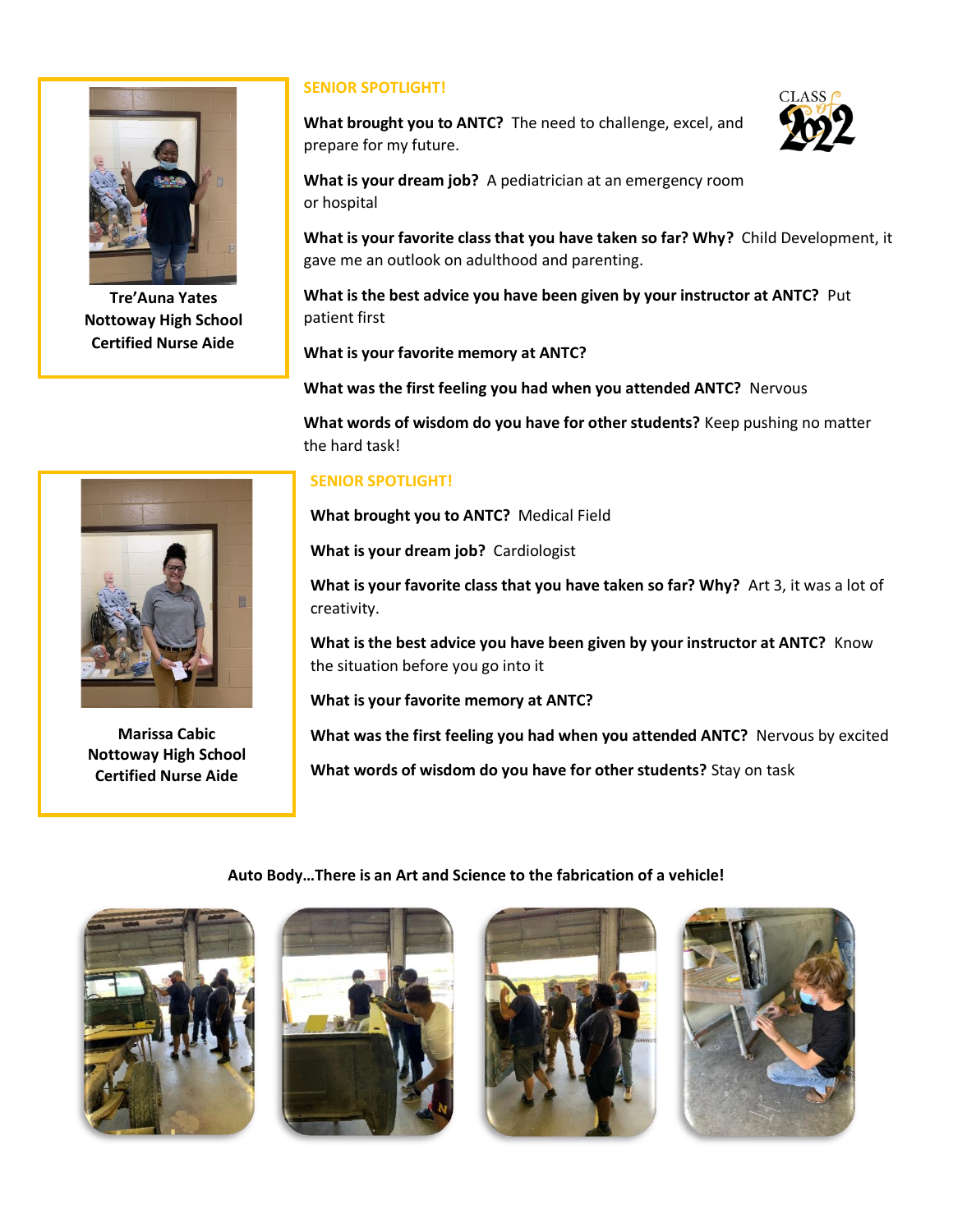**Tre'Auna Yates**
**Nottoway High School**
**Certified Nurse Aide**

## SENIOR SPOTLIGHT!

CLASS of 2022

**What brought you to ANTC?** The need to challenge, excel, and prepare for my future.

**What is your dream job?** A pediatrician at an emergency room or hospital

**What is your favorite class that you have taken so far? Why?** Child Development, it gave me an outlook on adulthood and parenting.

**What is the best advice you have been given by your instructor at ANTC?** Put patient first

**What is your favorite memory at ANTC?**

**What was the first feeling you had when you attended ANTC?** Nervous

**What words of wisdom do you have for other students?** Keep pushing no matter the hard task!

**Marissa Cabic**
**Nottoway High School**
**Certified Nurse Aide**

## SENIOR SPOTLIGHT!

**What brought you to ANTC?** Medical Field

**What is your dream job?** Cardiologist

**What is your favorite class that you have taken so far? Why?** Art 3, it was a lot of creativity.

**What is the best advice you have been given by your instructor at ANTC?** Know the situation before you go into it

**What is your favorite memory at ANTC?**

**What was the first feeling you had when you attended ANTC?** Nervous by excited

**What words of wisdom do you have for other students?** Stay on task

**Auto Body…There is an Art and Science to the fabrication of a vehicle!**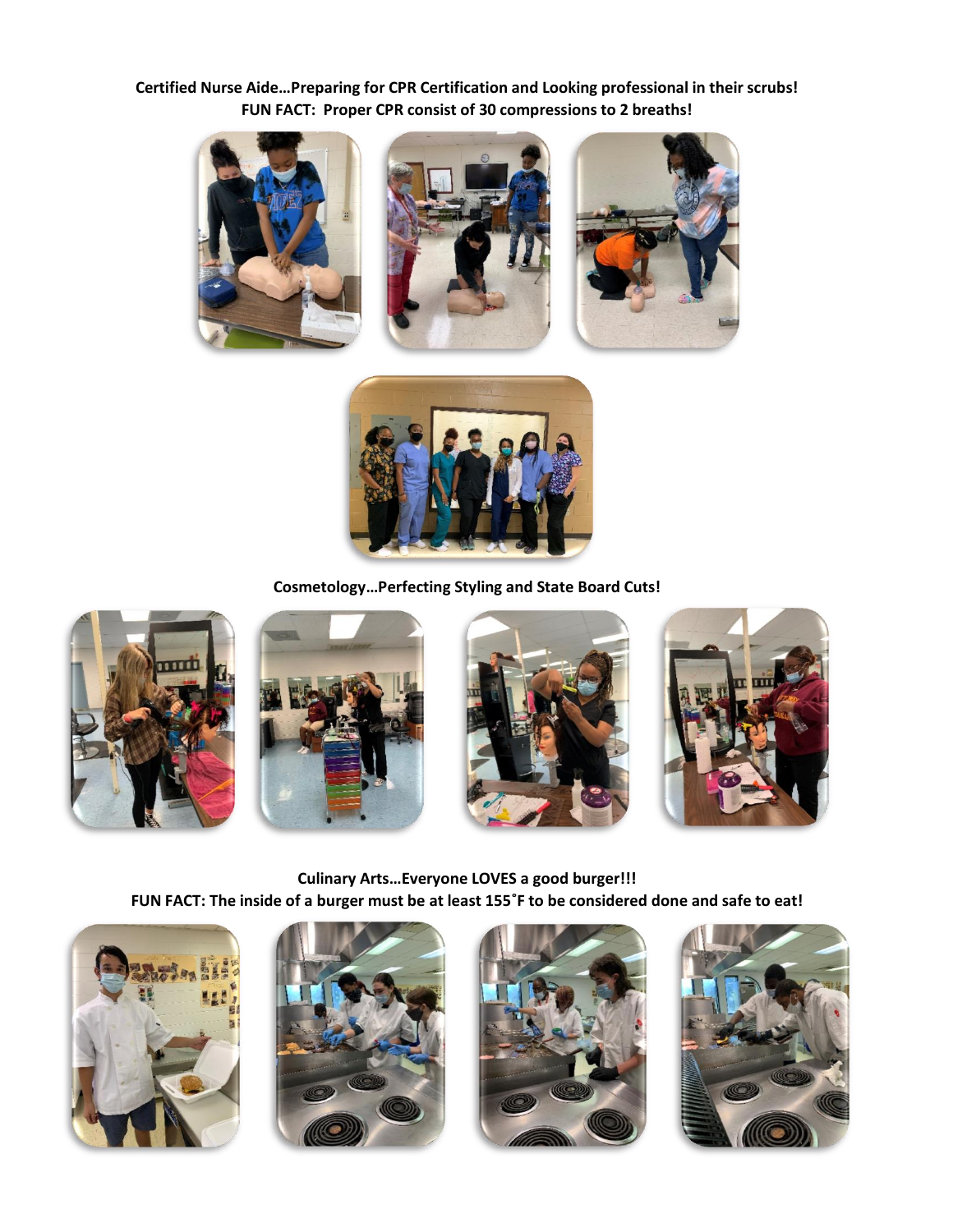**Certified Nurse Aide…Preparing for CPR Certification and Looking professional in their scrubs!**
**FUN FACT: Proper CPR consist of 30 compressions to 2 breaths!**

**Cosmetology…Perfecting Styling and State Board Cuts!**

**Culinary Arts…Everyone LOVES a good burger!!!**
**FUN FACT: The inside of a burger must be at least 155˚F to be considered done and safe to eat!**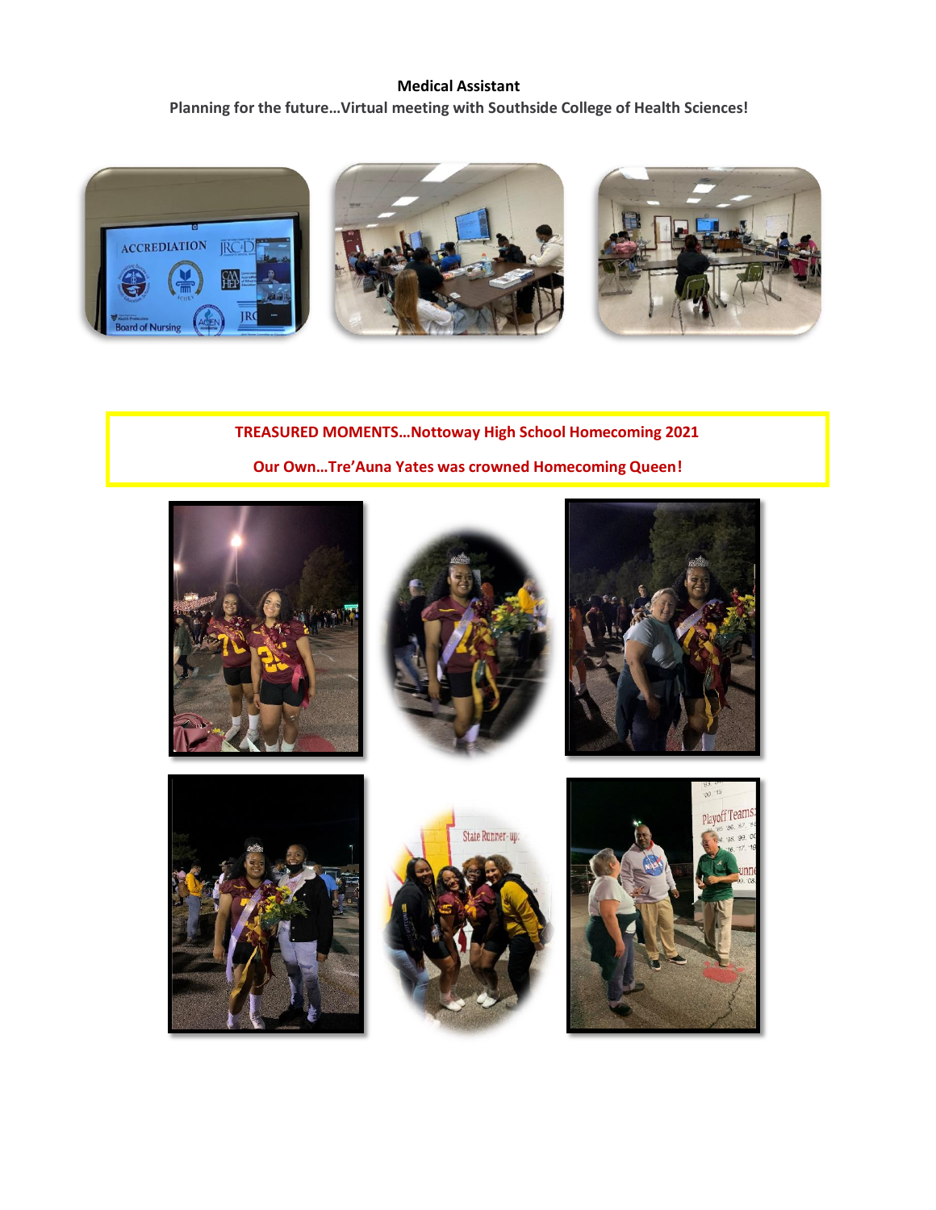**Medical Assistant**

**Planning for the future…Virtual meeting with Southside College of Health Sciences!**

**TREASURED MOMENTS…Nottoway High School Homecoming 2021**

**Our Own…Tre'Auna Yates was crowned Homecoming Queen!**